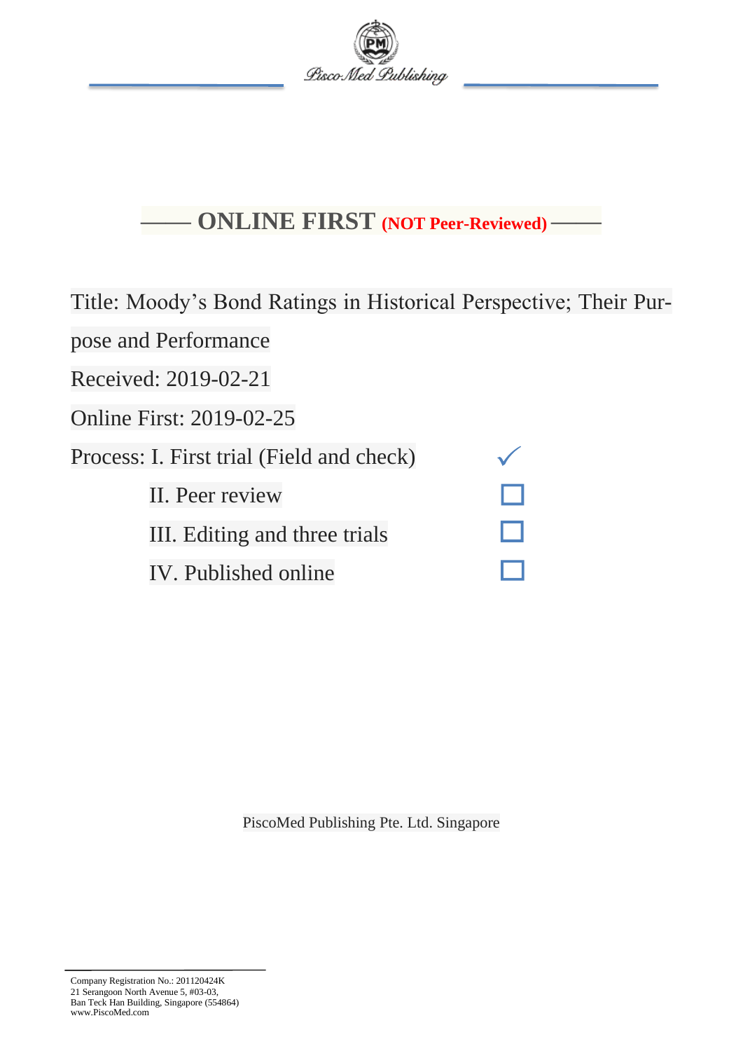PiscoMed Publishing

## —— ONLINE FIRST **(NOT Peer-Reviewed)** ——

Title: Moody's Bond Ratings in Historical Perspective; Their Purpose and Performance

Received: 2019-02-21

Online First: 2019-02-25

Process: I. First trial (Field and check) ✓

II. Peer review ☐

III. Editing and three trials ☐

IV. Published online ☐

PiscoMed Publishing Pte. Ltd. Singapore

Company Registration No.: 201120424K
21 Serangoon North Avenue 5, #03-03,
Ban Teck Han Building, Singapore (554864)
www.PiscoMed.com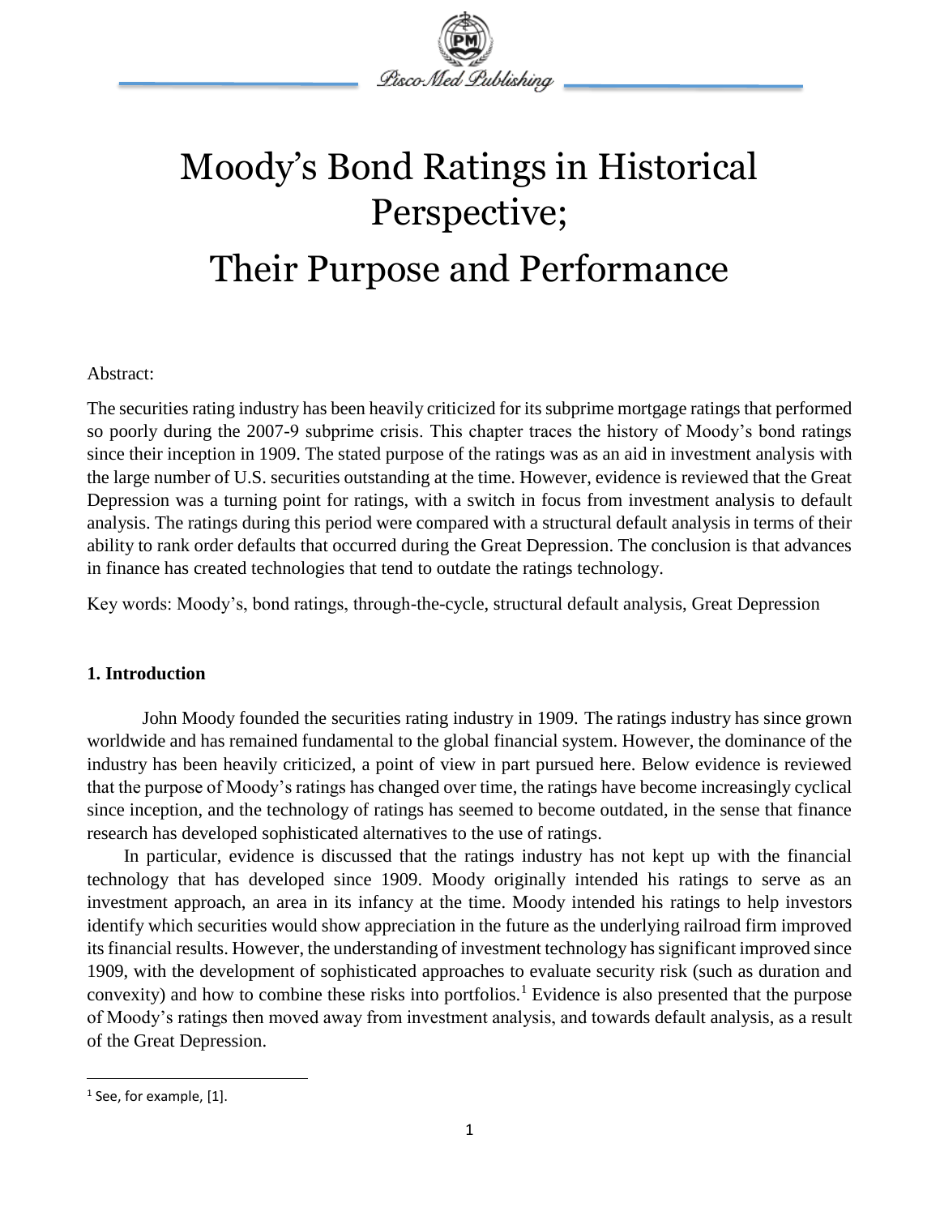// Moody's Bond Ratings in Historical Perspective;

# Moody's Bond Ratings in Historical Perspective;

# Their Purpose and Performance

Abstract:

The securities rating industry has been heavily criticized for its subprime mortgage ratings that performed so poorly during the 2007-9 subprime crisis. This chapter traces the history of Moody's bond ratings since their inception in 1909. The stated purpose of the ratings was as an aid in investment analysis with the large number of U.S. securities outstanding at the time. However, evidence is reviewed that the Great Depression was a turning point for ratings, with a switch in focus from investment analysis to default analysis. The ratings during this period were compared with a structural default analysis in terms of their ability to rank order defaults that occurred during the Great Depression. The conclusion is that advances in finance has created technologies that tend to outdate the ratings technology.

Key words: Moody's, bond ratings, through-the-cycle, structural default analysis, Great Depression

## 1. Introduction

John Moody founded the securities rating industry in 1909. The ratings industry has since grown worldwide and has remained fundamental to the global financial system. However, the dominance of the industry has been heavily criticized, a point of view in part pursued here. Below evidence is reviewed that the purpose of Moody's ratings has changed over time, the ratings have become increasingly cyclical since inception, and the technology of ratings has seemed to become outdated, in the sense that finance research has developed sophisticated alternatives to the use of ratings.

In particular, evidence is discussed that the ratings industry has not kept up with the financial technology that has developed since 1909. Moody originally intended his ratings to serve as an investment approach, an area in its infancy at the time. Moody intended his ratings to help investors identify which securities would show appreciation in the future as the underlying railroad firm improved its financial results. However, the understanding of investment technology has significant improved since 1909, with the development of sophisticated approaches to evaluate security risk (such as duration and convexity) and how to combine these risks into portfolios.[1] Evidence is also presented that the purpose of Moody's ratings then moved away from investment analysis, and towards default analysis, as a result of the Great Depression.

[1] See, for example, [1].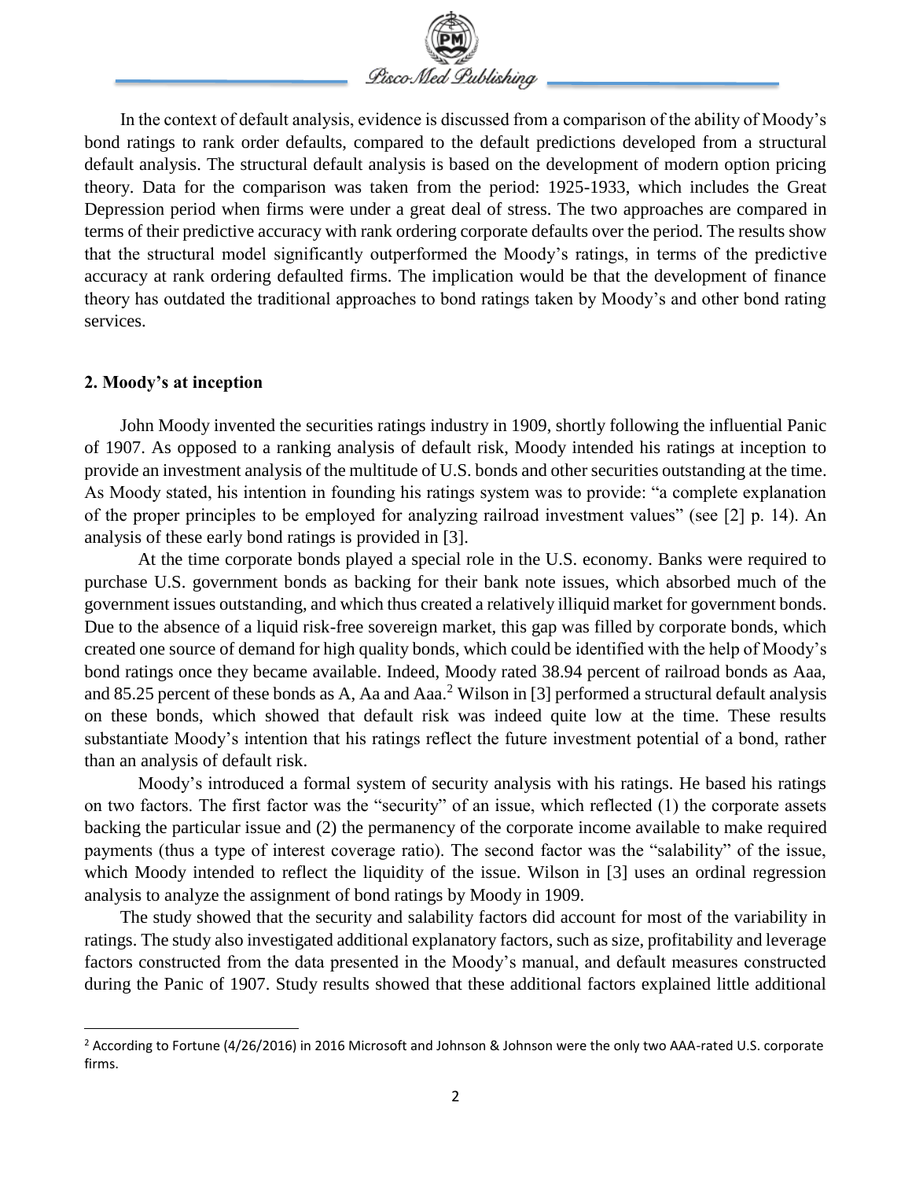In the context of default analysis, evidence is discussed from a comparison of the ability of Moody's bond ratings to rank order defaults, compared to the default predictions developed from a structural default analysis. The structural default analysis is based on the development of modern option pricing theory. Data for the comparison was taken from the period: 1925-1933, which includes the Great Depression period when firms were under a great deal of stress. The two approaches are compared in terms of their predictive accuracy with rank ordering corporate defaults over the period. The results show that the structural model significantly outperformed the Moody's ratings, in terms of the predictive accuracy at rank ordering defaulted firms. The implication would be that the development of finance theory has outdated the traditional approaches to bond ratings taken by Moody's and other bond rating services.

## 2. Moody's at inception

John Moody invented the securities ratings industry in 1909, shortly following the influential Panic of 1907. As opposed to a ranking analysis of default risk, Moody intended his ratings at inception to provide an investment analysis of the multitude of U.S. bonds and other securities outstanding at the time. As Moody stated, his intention in founding his ratings system was to provide: "a complete explanation of the proper principles to be employed for analyzing railroad investment values" (see [2] p. 14). An analysis of these early bond ratings is provided in [3].

At the time corporate bonds played a special role in the U.S. economy. Banks were required to purchase U.S. government bonds as backing for their bank note issues, which absorbed much of the government issues outstanding, and which thus created a relatively illiquid market for government bonds. Due to the absence of a liquid risk-free sovereign market, this gap was filled by corporate bonds, which created one source of demand for high quality bonds, which could be identified with the help of Moody's bond ratings once they became available. Indeed, Moody rated 38.94 percent of railroad bonds as Aaa, and 85.25 percent of these bonds as A, Aa and Aaa.[2] Wilson in [3] performed a structural default analysis on these bonds, which showed that default risk was indeed quite low at the time. These results substantiate Moody's intention that his ratings reflect the future investment potential of a bond, rather than an analysis of default risk.

Moody's introduced a formal system of security analysis with his ratings. He based his ratings on two factors. The first factor was the "security" of an issue, which reflected (1) the corporate assets backing the particular issue and (2) the permanency of the corporate income available to make required payments (thus a type of interest coverage ratio). The second factor was the "salability" of the issue, which Moody intended to reflect the liquidity of the issue. Wilson in [3] uses an ordinal regression analysis to analyze the assignment of bond ratings by Moody in 1909.

The study showed that the security and salability factors did account for most of the variability in ratings. The study also investigated additional explanatory factors, such as size, profitability and leverage factors constructed from the data presented in the Moody's manual, and default measures constructed during the Panic of 1907. Study results showed that these additional factors explained little additional

[2] According to Fortune (4/26/2016) in 2016 Microsoft and Johnson & Johnson were the only two AAA-rated U.S. corporate firms.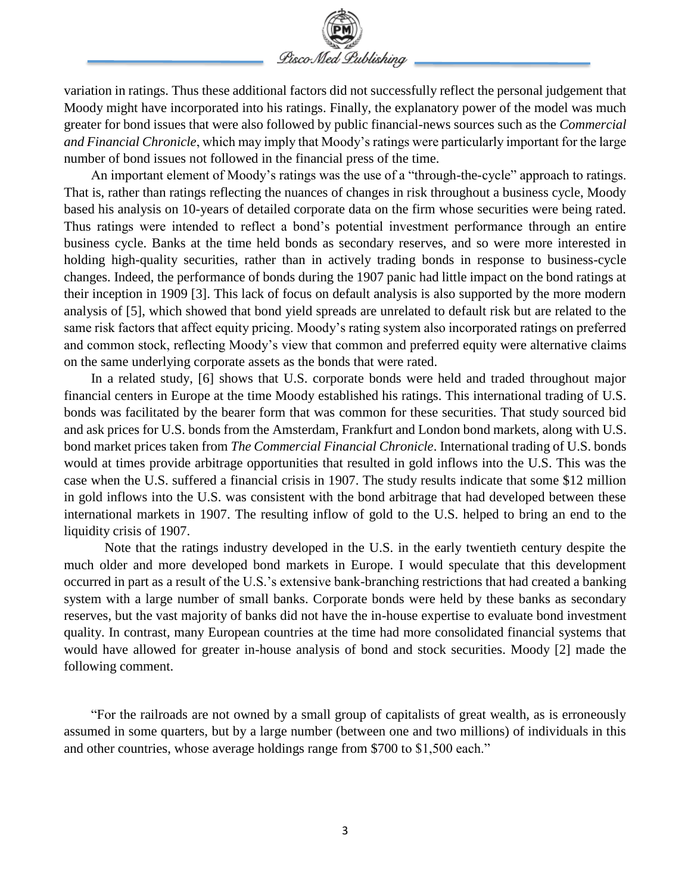variation in ratings. Thus these additional factors did not successfully reflect the personal judgement that Moody might have incorporated into his ratings. Finally, the explanatory power of the model was much greater for bond issues that were also followed by public financial-news sources such as the *Commercial and Financial Chronicle*, which may imply that Moody's ratings were particularly important for the large number of bond issues not followed in the financial press of the time.

An important element of Moody's ratings was the use of a "through-the-cycle" approach to ratings. That is, rather than ratings reflecting the nuances of changes in risk throughout a business cycle, Moody based his analysis on 10-years of detailed corporate data on the firm whose securities were being rated. Thus ratings were intended to reflect a bond's potential investment performance through an entire business cycle. Banks at the time held bonds as secondary reserves, and so were more interested in holding high-quality securities, rather than in actively trading bonds in response to business-cycle changes. Indeed, the performance of bonds during the 1907 panic had little impact on the bond ratings at their inception in 1909 [3]. This lack of focus on default analysis is also supported by the more modern analysis of [5], which showed that bond yield spreads are unrelated to default risk but are related to the same risk factors that affect equity pricing. Moody's rating system also incorporated ratings on preferred and common stock, reflecting Moody's view that common and preferred equity were alternative claims on the same underlying corporate assets as the bonds that were rated.

In a related study, [6] shows that U.S. corporate bonds were held and traded throughout major financial centers in Europe at the time Moody established his ratings. This international trading of U.S. bonds was facilitated by the bearer form that was common for these securities. That study sourced bid and ask prices for U.S. bonds from the Amsterdam, Frankfurt and London bond markets, along with U.S. bond market prices taken from *The Commercial Financial Chronicle*. International trading of U.S. bonds would at times provide arbitrage opportunities that resulted in gold inflows into the U.S. This was the case when the U.S. suffered a financial crisis in 1907. The study results indicate that some $12 million in gold inflows into the U.S. was consistent with the bond arbitrage that had developed between these international markets in 1907. The resulting inflow of gold to the U.S. helped to bring an end to the liquidity crisis of 1907.

Note that the ratings industry developed in the U.S. in the early twentieth century despite the much older and more developed bond markets in Europe. I would speculate that this development occurred in part as a result of the U.S.'s extensive bank-branching restrictions that had created a banking system with a large number of small banks. Corporate bonds were held by these banks as secondary reserves, but the vast majority of banks did not have the in-house expertise to evaluate bond investment quality. In contrast, many European countries at the time had more consolidated financial systems that would have allowed for greater in-house analysis of bond and stock securities. Moody [2] made the following comment.

"For the railroads are not owned by a small group of capitalists of great wealth, as is erroneously assumed in some quarters, but by a large number (between one and two millions) of individuals in this and other countries, whose average holdings range from $700 to $1,500 each."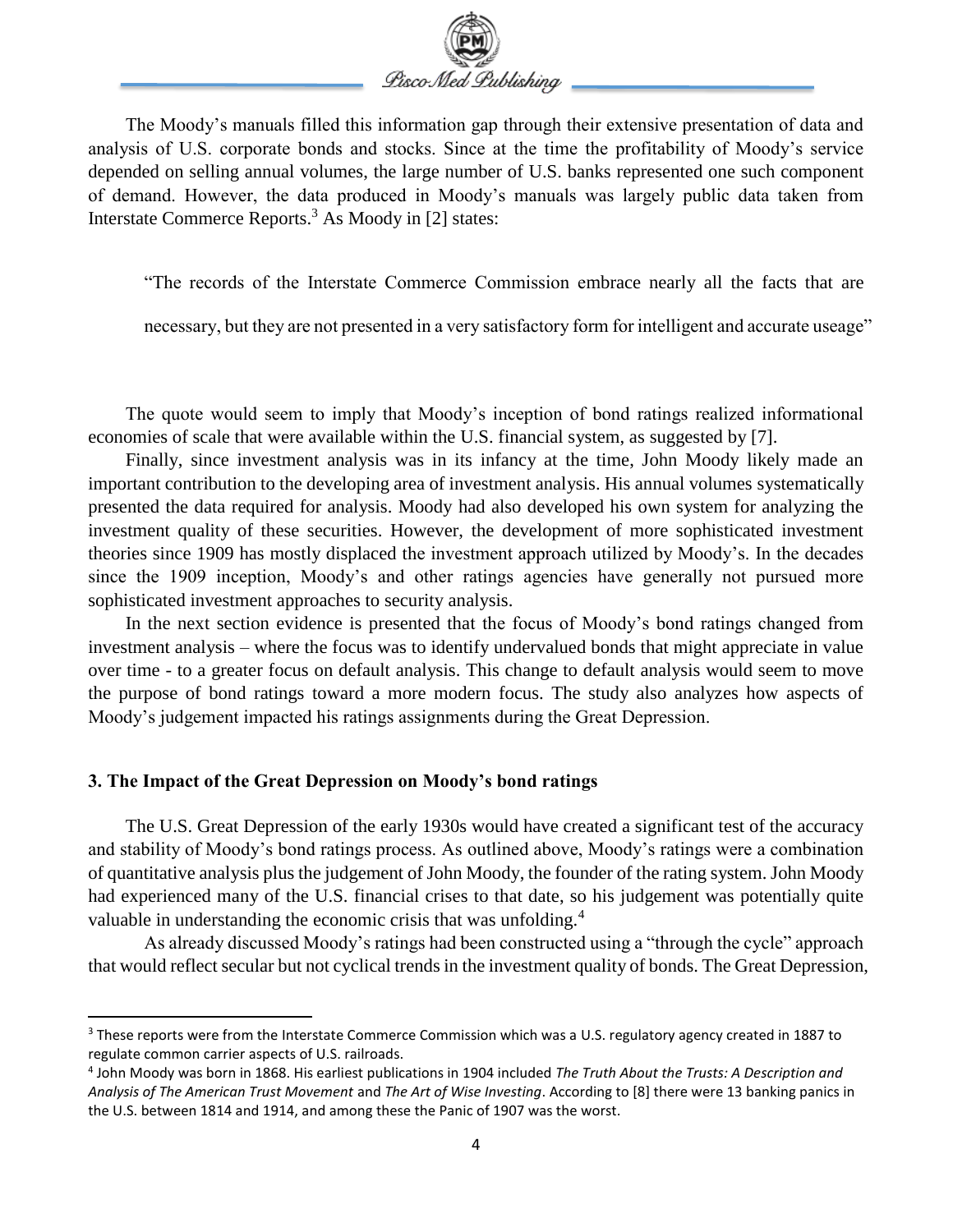The Moody's manuals filled this information gap through their extensive presentation of data and analysis of U.S. corporate bonds and stocks. Since at the time the profitability of Moody's service depended on selling annual volumes, the large number of U.S. banks represented one such component of demand. However, the data produced in Moody's manuals was largely public data taken from Interstate Commerce Reports.[3] As Moody in [2] states:

> "The records of the Interstate Commerce Commission embrace nearly all the facts that are necessary, but they are not presented in a very satisfactory form for intelligent and accurate useage"

The quote would seem to imply that Moody's inception of bond ratings realized informational economies of scale that were available within the U.S. financial system, as suggested by [7].

Finally, since investment analysis was in its infancy at the time, John Moody likely made an important contribution to the developing area of investment analysis. His annual volumes systematically presented the data required for analysis. Moody had also developed his own system for analyzing the investment quality of these securities. However, the development of more sophisticated investment theories since 1909 has mostly displaced the investment approach utilized by Moody's. In the decades since the 1909 inception, Moody's and other ratings agencies have generally not pursued more sophisticated investment approaches to security analysis.

In the next section evidence is presented that the focus of Moody's bond ratings changed from investment analysis – where the focus was to identify undervalued bonds that might appreciate in value over time - to a greater focus on default analysis. This change to default analysis would seem to move the purpose of bond ratings toward a more modern focus. The study also analyzes how aspects of Moody's judgement impacted his ratings assignments during the Great Depression.

## 3. The Impact of the Great Depression on Moody's bond ratings

The U.S. Great Depression of the early 1930s would have created a significant test of the accuracy and stability of Moody's bond ratings process. As outlined above, Moody's ratings were a combination of quantitative analysis plus the judgement of John Moody, the founder of the rating system. John Moody had experienced many of the U.S. financial crises to that date, so his judgement was potentially quite valuable in understanding the economic crisis that was unfolding.[4]

As already discussed Moody's ratings had been constructed using a "through the cycle" approach that would reflect secular but not cyclical trends in the investment quality of bonds. The Great Depression,

---

[3] These reports were from the Interstate Commerce Commission which was a U.S. regulatory agency created in 1887 to regulate common carrier aspects of U.S. railroads.

[4] John Moody was born in 1868. His earliest publications in 1904 included *The Truth About the Trusts: A Description and Analysis of The American Trust Movement* and *The Art of Wise Investing*. According to [8] there were 13 banking panics in the U.S. between 1814 and 1914, and among these the Panic of 1907 was the worst.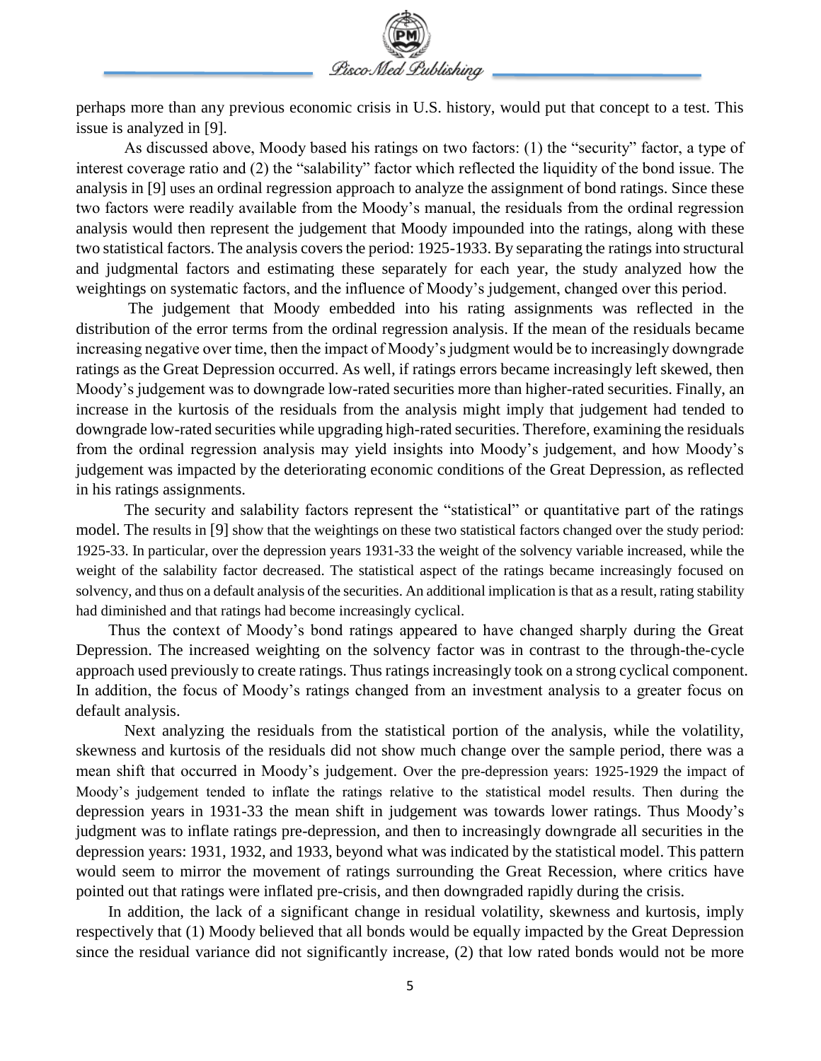perhaps more than any previous economic crisis in U.S. history, would put that concept to a test. This issue is analyzed in [9].

As discussed above, Moody based his ratings on two factors: (1) the "security" factor, a type of interest coverage ratio and (2) the "salability" factor which reflected the liquidity of the bond issue. The analysis in [9] uses an ordinal regression approach to analyze the assignment of bond ratings. Since these two factors were readily available from the Moody's manual, the residuals from the ordinal regression analysis would then represent the judgement that Moody impounded into the ratings, along with these two statistical factors. The analysis covers the period: 1925-1933. By separating the ratings into structural and judgmental factors and estimating these separately for each year, the study analyzed how the weightings on systematic factors, and the influence of Moody's judgement, changed over this period.

The judgement that Moody embedded into his rating assignments was reflected in the distribution of the error terms from the ordinal regression analysis. If the mean of the residuals became increasing negative over time, then the impact of Moody's judgment would be to increasingly downgrade ratings as the Great Depression occurred. As well, if ratings errors became increasingly left skewed, then Moody's judgement was to downgrade low-rated securities more than higher-rated securities. Finally, an increase in the kurtosis of the residuals from the analysis might imply that judgement had tended to downgrade low-rated securities while upgrading high-rated securities. Therefore, examining the residuals from the ordinal regression analysis may yield insights into Moody's judgement, and how Moody's judgement was impacted by the deteriorating economic conditions of the Great Depression, as reflected in his ratings assignments.

The security and salability factors represent the "statistical" or quantitative part of the ratings model. The results in [9] show that the weightings on these two statistical factors changed over the study period: 1925-33. In particular, over the depression years 1931-33 the weight of the solvency variable increased, while the weight of the salability factor decreased. The statistical aspect of the ratings became increasingly focused on solvency, and thus on a default analysis of the securities. An additional implication is that as a result, rating stability had diminished and that ratings had become increasingly cyclical.

Thus the context of Moody's bond ratings appeared to have changed sharply during the Great Depression. The increased weighting on the solvency factor was in contrast to the through-the-cycle approach used previously to create ratings. Thus ratings increasingly took on a strong cyclical component. In addition, the focus of Moody's ratings changed from an investment analysis to a greater focus on default analysis.

Next analyzing the residuals from the statistical portion of the analysis, while the volatility, skewness and kurtosis of the residuals did not show much change over the sample period, there was a mean shift that occurred in Moody's judgement. Over the pre-depression years: 1925-1929 the impact of Moody's judgement tended to inflate the ratings relative to the statistical model results. Then during the depression years in 1931-33 the mean shift in judgement was towards lower ratings. Thus Moody's judgment was to inflate ratings pre-depression, and then to increasingly downgrade all securities in the depression years: 1931, 1932, and 1933, beyond what was indicated by the statistical model. This pattern would seem to mirror the movement of ratings surrounding the Great Recession, where critics have pointed out that ratings were inflated pre-crisis, and then downgraded rapidly during the crisis.

In addition, the lack of a significant change in residual volatility, skewness and kurtosis, imply respectively that (1) Moody believed that all bonds would be equally impacted by the Great Depression since the residual variance did not significantly increase, (2) that low rated bonds would not be more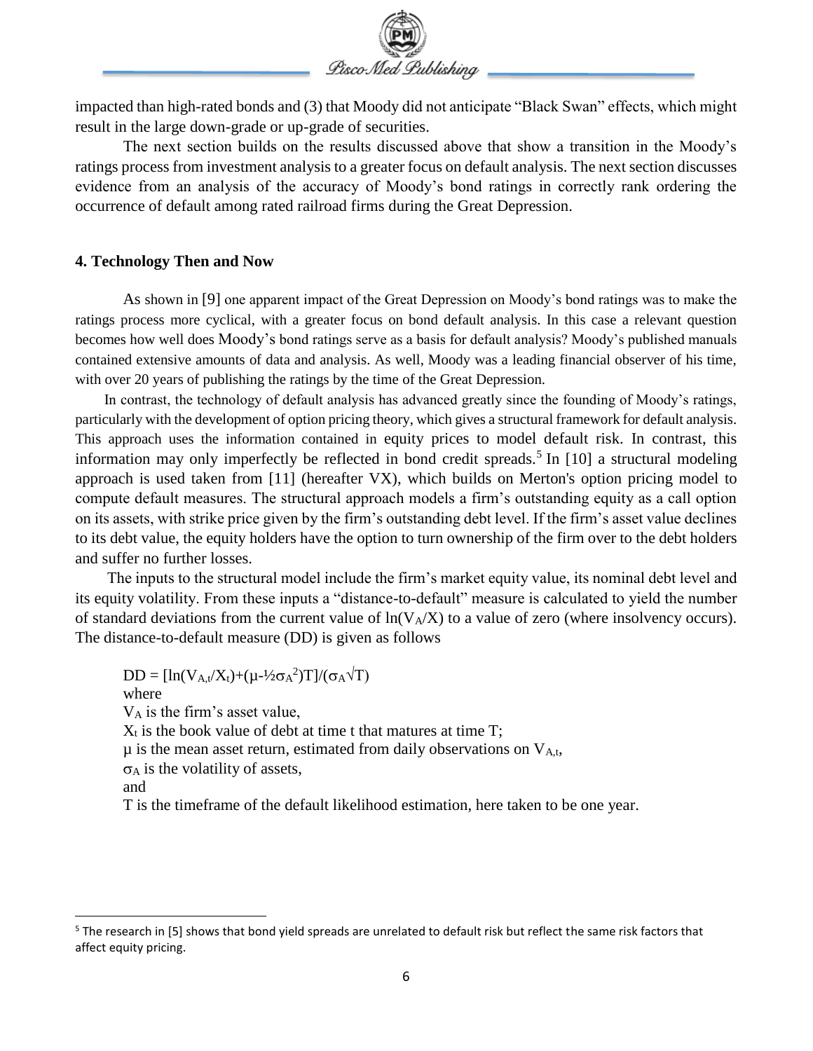impacted than high-rated bonds and (3) that Moody did not anticipate "Black Swan" effects, which might result in the large down-grade or up-grade of securities.

The next section builds on the results discussed above that show a transition in the Moody's ratings process from investment analysis to a greater focus on default analysis. The next section discusses evidence from an analysis of the accuracy of Moody's bond ratings in correctly rank ordering the occurrence of default among rated railroad firms during the Great Depression.

## 4. Technology Then and Now

As shown in [9] one apparent impact of the Great Depression on Moody's bond ratings was to make the ratings process more cyclical, with a greater focus on bond default analysis. In this case a relevant question becomes how well does Moody's bond ratings serve as a basis for default analysis? Moody's published manuals contained extensive amounts of data and analysis. As well, Moody was a leading financial observer of his time, with over 20 years of publishing the ratings by the time of the Great Depression.

In contrast, the technology of default analysis has advanced greatly since the founding of Moody's ratings, particularly with the development of option pricing theory, which gives a structural framework for default analysis. This approach uses the information contained in equity prices to model default risk. In contrast, this information may only imperfectly be reflected in bond credit spreads.[5] In [10] a structural modeling approach is used taken from [11] (hereafter VX), which builds on Merton's option pricing model to compute default measures. The structural approach models a firm's outstanding equity as a call option on its assets, with strike price given by the firm's outstanding debt level. If the firm's asset value declines to its debt value, the equity holders have the option to turn ownership of the firm over to the debt holders and suffer no further losses.

The inputs to the structural model include the firm's market equity value, its nominal debt level and its equity volatility. From these inputs a "distance-to-default" measure is calculated to yield the number of standard deviations from the current value of $\ln(V_A/X)$ to a value of zero (where insolvency occurs). The distance-to-default measure (DD) is given as follows

$$DD = [\ln(V_{A,t}/X_t)+(\mu-½\sigma_A^2)T]/(\sigma_A\sqrt{T})$$

where

$V_A$ is the firm's asset value,

$X_t$ is the book value of debt at time t that matures at time T;

$\mu$ is the mean asset return, estimated from daily observations on $V_{A,t}$,

$\sigma_A$ is the volatility of assets,

and

T is the timeframe of the default likelihood estimation, here taken to be one year.

---

[5] The research in [5] shows that bond yield spreads are unrelated to default risk but reflect the same risk factors that affect equity pricing.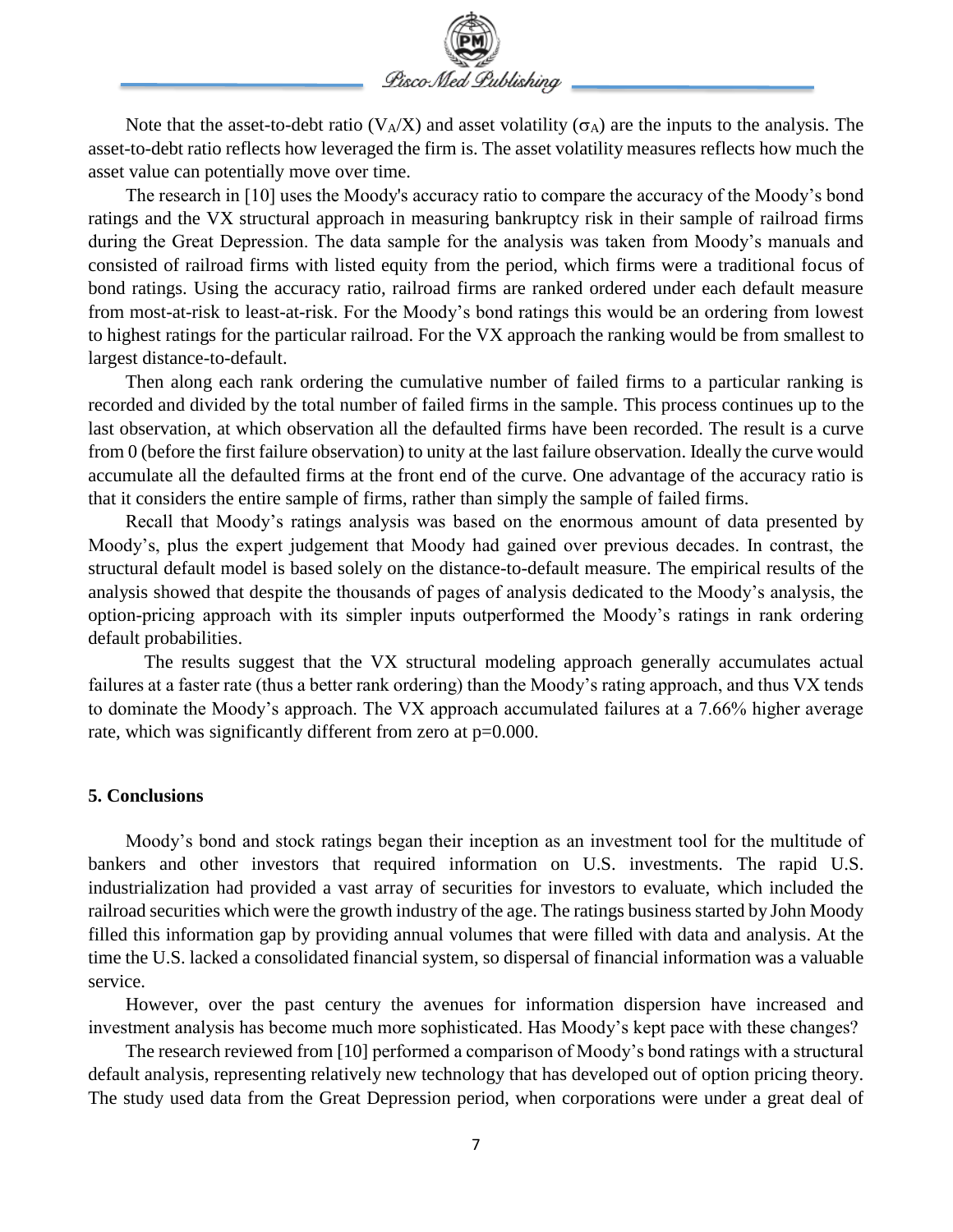Note that the asset-to-debt ratio ($V_A/X$) and asset volatility ($\sigma_A$) are the inputs to the analysis. The asset-to-debt ratio reflects how leveraged the firm is. The asset volatility measures reflects how much the asset value can potentially move over time.

The research in [10] uses the Moody's accuracy ratio to compare the accuracy of the Moody's bond ratings and the VX structural approach in measuring bankruptcy risk in their sample of railroad firms during the Great Depression. The data sample for the analysis was taken from Moody's manuals and consisted of railroad firms with listed equity from the period, which firms were a traditional focus of bond ratings. Using the accuracy ratio, railroad firms are ranked ordered under each default measure from most-at-risk to least-at-risk. For the Moody's bond ratings this would be an ordering from lowest to highest ratings for the particular railroad. For the VX approach the ranking would be from smallest to largest distance-to-default.

Then along each rank ordering the cumulative number of failed firms to a particular ranking is recorded and divided by the total number of failed firms in the sample. This process continues up to the last observation, at which observation all the defaulted firms have been recorded. The result is a curve from 0 (before the first failure observation) to unity at the last failure observation. Ideally the curve would accumulate all the defaulted firms at the front end of the curve. One advantage of the accuracy ratio is that it considers the entire sample of firms, rather than simply the sample of failed firms.

Recall that Moody's ratings analysis was based on the enormous amount of data presented by Moody's, plus the expert judgement that Moody had gained over previous decades. In contrast, the structural default model is based solely on the distance-to-default measure. The empirical results of the analysis showed that despite the thousands of pages of analysis dedicated to the Moody's analysis, the option-pricing approach with its simpler inputs outperformed the Moody's ratings in rank ordering default probabilities.

The results suggest that the VX structural modeling approach generally accumulates actual failures at a faster rate (thus a better rank ordering) than the Moody's rating approach, and thus VX tends to dominate the Moody's approach. The VX approach accumulated failures at a 7.66% higher average rate, which was significantly different from zero at $p=0.000$.

## 5. Conclusions

Moody's bond and stock ratings began their inception as an investment tool for the multitude of bankers and other investors that required information on U.S. investments. The rapid U.S. industrialization had provided a vast array of securities for investors to evaluate, which included the railroad securities which were the growth industry of the age. The ratings business started by John Moody filled this information gap by providing annual volumes that were filled with data and analysis. At the time the U.S. lacked a consolidated financial system, so dispersal of financial information was a valuable service.

However, over the past century the avenues for information dispersion have increased and investment analysis has become much more sophisticated. Has Moody's kept pace with these changes?

The research reviewed from [10] performed a comparison of Moody's bond ratings with a structural default analysis, representing relatively new technology that has developed out of option pricing theory. The study used data from the Great Depression period, when corporations were under a great deal of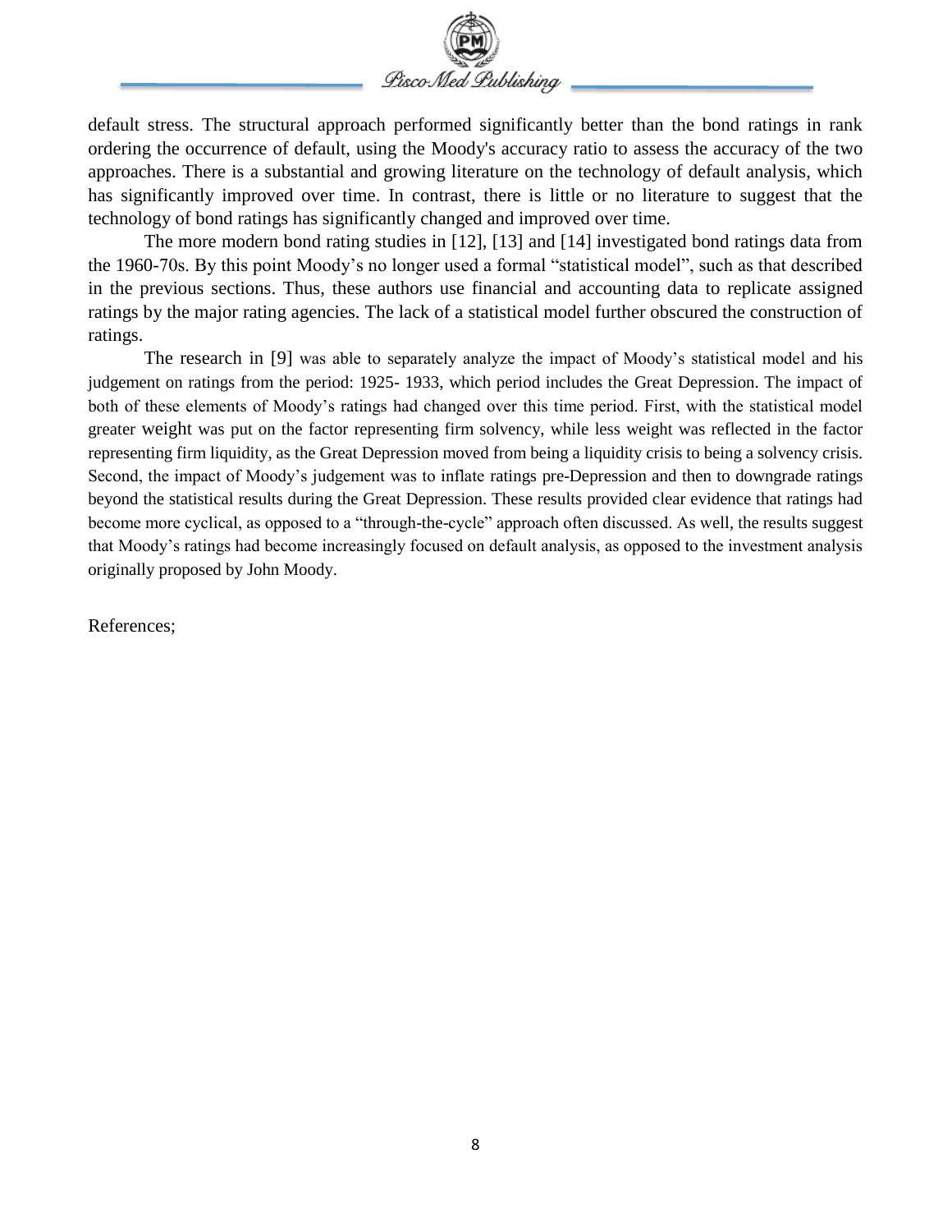default stress. The structural approach performed significantly better than the bond ratings in rank ordering the occurrence of default, using the Moody's accuracy ratio to assess the accuracy of the two approaches. There is a substantial and growing literature on the technology of default analysis, which has significantly improved over time. In contrast, there is little or no literature to suggest that the technology of bond ratings has significantly changed and improved over time.

The more modern bond rating studies in [12], [13] and [14] investigated bond ratings data from the 1960-70s. By this point Moody's no longer used a formal "statistical model", such as that described in the previous sections. Thus, these authors use financial and accounting data to replicate assigned ratings by the major rating agencies. The lack of a statistical model further obscured the construction of ratings.

The research in [9] was able to separately analyze the impact of Moody's statistical model and his judgement on ratings from the period: 1925- 1933, which period includes the Great Depression. The impact of both of these elements of Moody's ratings had changed over this time period. First, with the statistical model greater weight was put on the factor representing firm solvency, while less weight was reflected in the factor representing firm liquidity, as the Great Depression moved from being a liquidity crisis to being a solvency crisis. Second, the impact of Moody's judgement was to inflate ratings pre-Depression and then to downgrade ratings beyond the statistical results during the Great Depression. These results provided clear evidence that ratings had become more cyclical, as opposed to a "through-the-cycle" approach often discussed. As well, the results suggest that Moody's ratings had become increasingly focused on default analysis, as opposed to the investment analysis originally proposed by John Moody.

References;